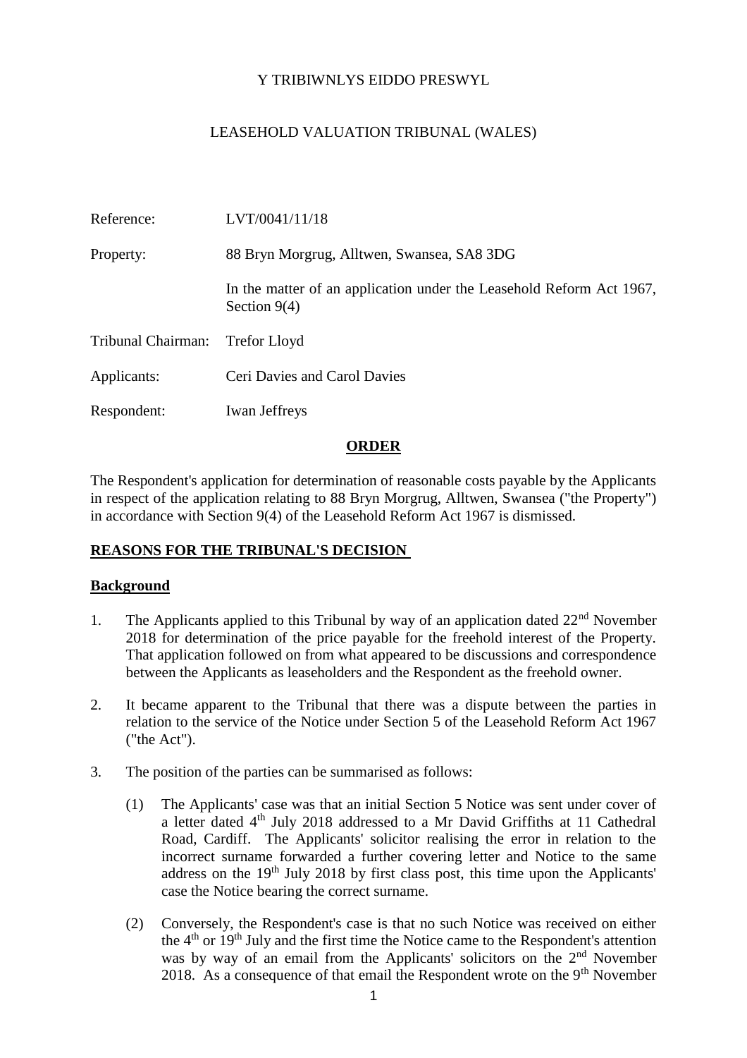Y TRIBIWNLYS EIDDO PRESWYL

LEASEHOLD VALUATION TRIBUNAL (WALES)

| | |
|---|---|
| Reference: | LVT/0041/11/18 |
| Property: | 88 Bryn Morgrug, Alltwen, Swansea, SA8 3DG |
| | In the matter of an application under the Leasehold Reform Act 1967, Section 9(4) |
| Tribunal Chairman: | Trefor Lloyd |
| Applicants: | Ceri Davies and Carol Davies |
| Respondent: | Iwan Jeffreys |

## ORDER

The Respondent's application for determination of reasonable costs payable by the Applicants in respect of the application relating to 88 Bryn Morgrug, Alltwen, Swansea ("the Property") in accordance with Section 9(4) of the Leasehold Reform Act 1967 is dismissed.

## REASONS FOR THE TRIBUNAL'S DECISION

### Background

1. The Applicants applied to this Tribunal by way of an application dated 22nd November 2018 for determination of the price payable for the freehold interest of the Property. That application followed on from what appeared to be discussions and correspondence between the Applicants as leaseholders and the Respondent as the freehold owner.

2. It became apparent to the Tribunal that there was a dispute between the parties in relation to the service of the Notice under Section 5 of the Leasehold Reform Act 1967 ("the Act").

3. The position of the parties can be summarised as follows:

   (1) The Applicants' case was that an initial Section 5 Notice was sent under cover of a letter dated 4th July 2018 addressed to a Mr David Griffiths at 11 Cathedral Road, Cardiff. The Applicants' solicitor realising the error in relation to the incorrect surname forwarded a further covering letter and Notice to the same address on the 19th July 2018 by first class post, this time upon the Applicants' case the Notice bearing the correct surname.

   (2) Conversely, the Respondent's case is that no such Notice was received on either the 4th or 19th July and the first time the Notice came to the Respondent's attention was by way of an email from the Applicants' solicitors on the 2nd November 2018. As a consequence of that email the Respondent wrote on the 9th November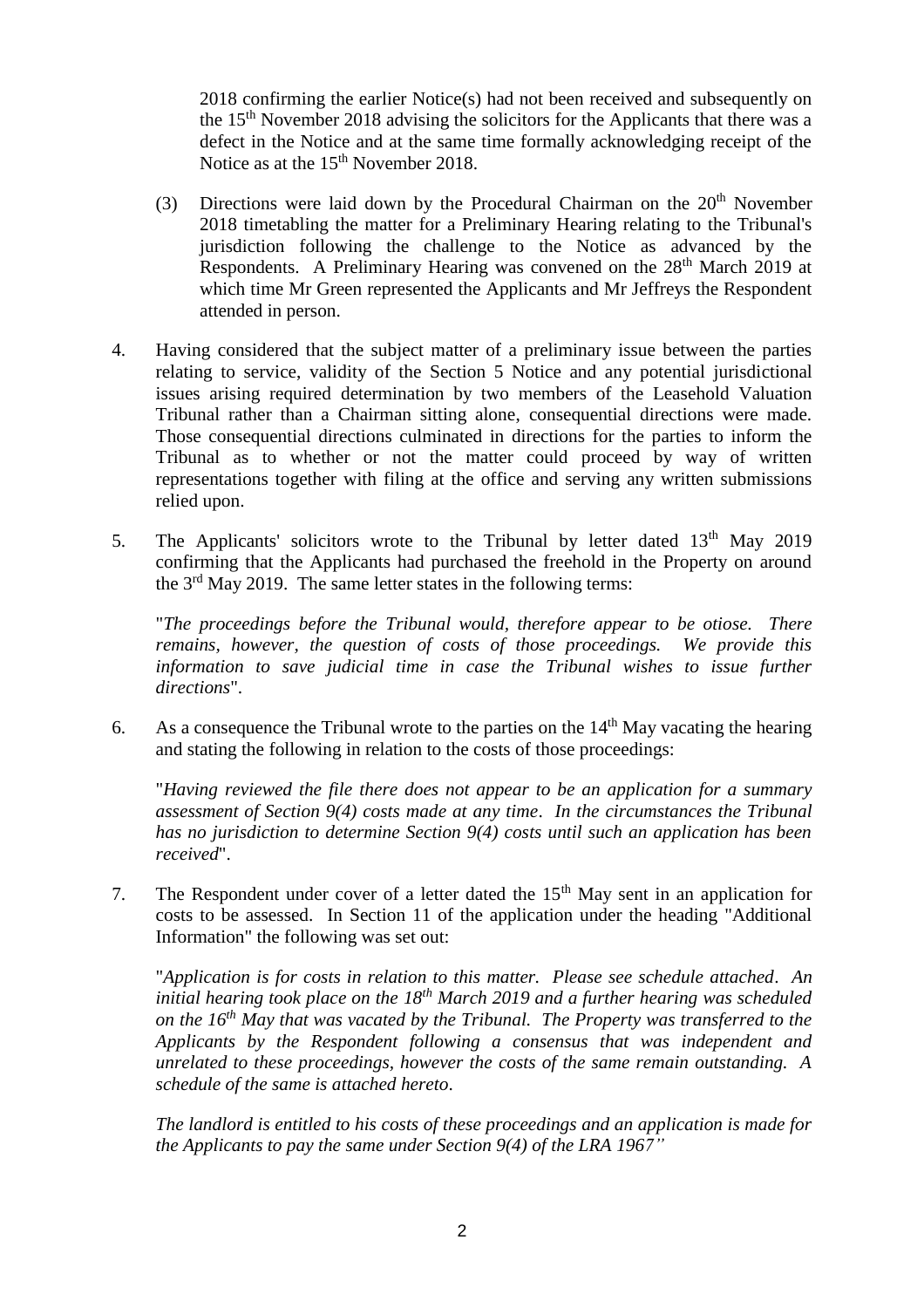2018 confirming the earlier Notice(s) had not been received and subsequently on the 15th November 2018 advising the solicitors for the Applicants that there was a defect in the Notice and at the same time formally acknowledging receipt of the Notice as at the 15th November 2018.

(3) Directions were laid down by the Procedural Chairman on the 20th November 2018 timetabling the matter for a Preliminary Hearing relating to the Tribunal's jurisdiction following the challenge to the Notice as advanced by the Respondents. A Preliminary Hearing was convened on the 28th March 2019 at which time Mr Green represented the Applicants and Mr Jeffreys the Respondent attended in person.

4. Having considered that the subject matter of a preliminary issue between the parties relating to service, validity of the Section 5 Notice and any potential jurisdictional issues arising required determination by two members of the Leasehold Valuation Tribunal rather than a Chairman sitting alone, consequential directions were made. Those consequential directions culminated in directions for the parties to inform the Tribunal as to whether or not the matter could proceed by way of written representations together with filing at the office and serving any written submissions relied upon.

5. The Applicants' solicitors wrote to the Tribunal by letter dated 13th May 2019 confirming that the Applicants had purchased the freehold in the Property on around the 3rd May 2019. The same letter states in the following terms:

"*The proceedings before the Tribunal would, therefore appear to be otiose. There remains, however, the question of costs of those proceedings. We provide this information to save judicial time in case the Tribunal wishes to issue further directions*".

6. As a consequence the Tribunal wrote to the parties on the 14th May vacating the hearing and stating the following in relation to the costs of those proceedings:

"*Having reviewed the file there does not appear to be an application for a summary assessment of Section 9(4) costs made at any time. In the circumstances the Tribunal has no jurisdiction to determine Section 9(4) costs until such an application has been received*".

7. The Respondent under cover of a letter dated the 15th May sent in an application for costs to be assessed. In Section 11 of the application under the heading "Additional Information" the following was set out:

"*Application is for costs in relation to this matter. Please see schedule attached. An initial hearing took place on the 18th March 2019 and a further hearing was scheduled on the 16th May that was vacated by the Tribunal. The Property was transferred to the Applicants by the Respondent following a consensus that was independent and unrelated to these proceedings, however the costs of the same remain outstanding. A schedule of the same is attached hereto.*

*The landlord is entitled to his costs of these proceedings and an application is made for the Applicants to pay the same under Section 9(4) of the LRA 1967*"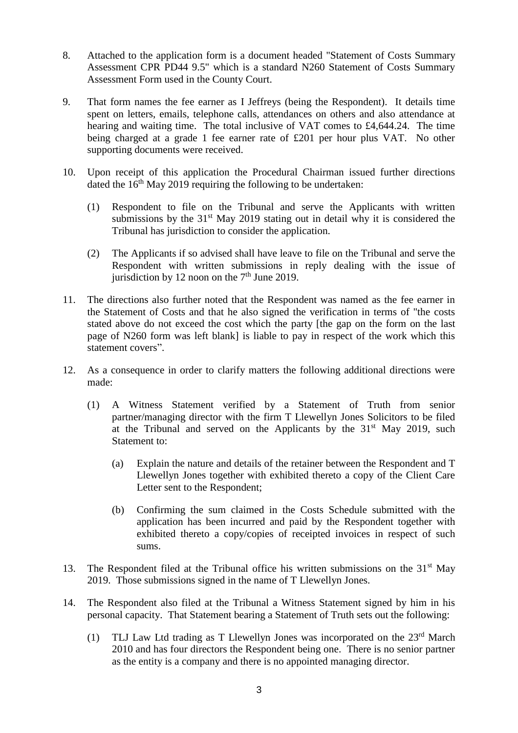8. Attached to the application form is a document headed "Statement of Costs Summary Assessment CPR PD44 9.5" which is a standard N260 Statement of Costs Summary Assessment Form used in the County Court.

9. That form names the fee earner as I Jeffreys (being the Respondent). It details time spent on letters, emails, telephone calls, attendances on others and also attendance at hearing and waiting time. The total inclusive of VAT comes to £4,644.24. The time being charged at a grade 1 fee earner rate of £201 per hour plus VAT. No other supporting documents were received.

10. Upon receipt of this application the Procedural Chairman issued further directions dated the 16th May 2019 requiring the following to be undertaken:

    (1) Respondent to file on the Tribunal and serve the Applicants with written submissions by the 31st May 2019 stating out in detail why it is considered the Tribunal has jurisdiction to consider the application.

    (2) The Applicants if so advised shall have leave to file on the Tribunal and serve the Respondent with written submissions in reply dealing with the issue of jurisdiction by 12 noon on the 7th June 2019.

11. The directions also further noted that the Respondent was named as the fee earner in the Statement of Costs and that he also signed the verification in terms of "the costs stated above do not exceed the cost which the party [the gap on the form on the last page of N260 form was left blank] is liable to pay in respect of the work which this statement covers".

12. As a consequence in order to clarify matters the following additional directions were made:

    (1) A Witness Statement verified by a Statement of Truth from senior partner/managing director with the firm T Llewellyn Jones Solicitors to be filed at the Tribunal and served on the Applicants by the 31st May 2019, such Statement to:

        (a) Explain the nature and details of the retainer between the Respondent and T Llewellyn Jones together with exhibited thereto a copy of the Client Care Letter sent to the Respondent;

        (b) Confirming the sum claimed in the Costs Schedule submitted with the application has been incurred and paid by the Respondent together with exhibited thereto a copy/copies of receipted invoices in respect of such sums.

13. The Respondent filed at the Tribunal office his written submissions on the 31st May 2019. Those submissions signed in the name of T Llewellyn Jones.

14. The Respondent also filed at the Tribunal a Witness Statement signed by him in his personal capacity. That Statement bearing a Statement of Truth sets out the following:

    (1) TLJ Law Ltd trading as T Llewellyn Jones was incorporated on the 23rd March 2010 and has four directors the Respondent being one. There is no senior partner as the entity is a company and there is no appointed managing director.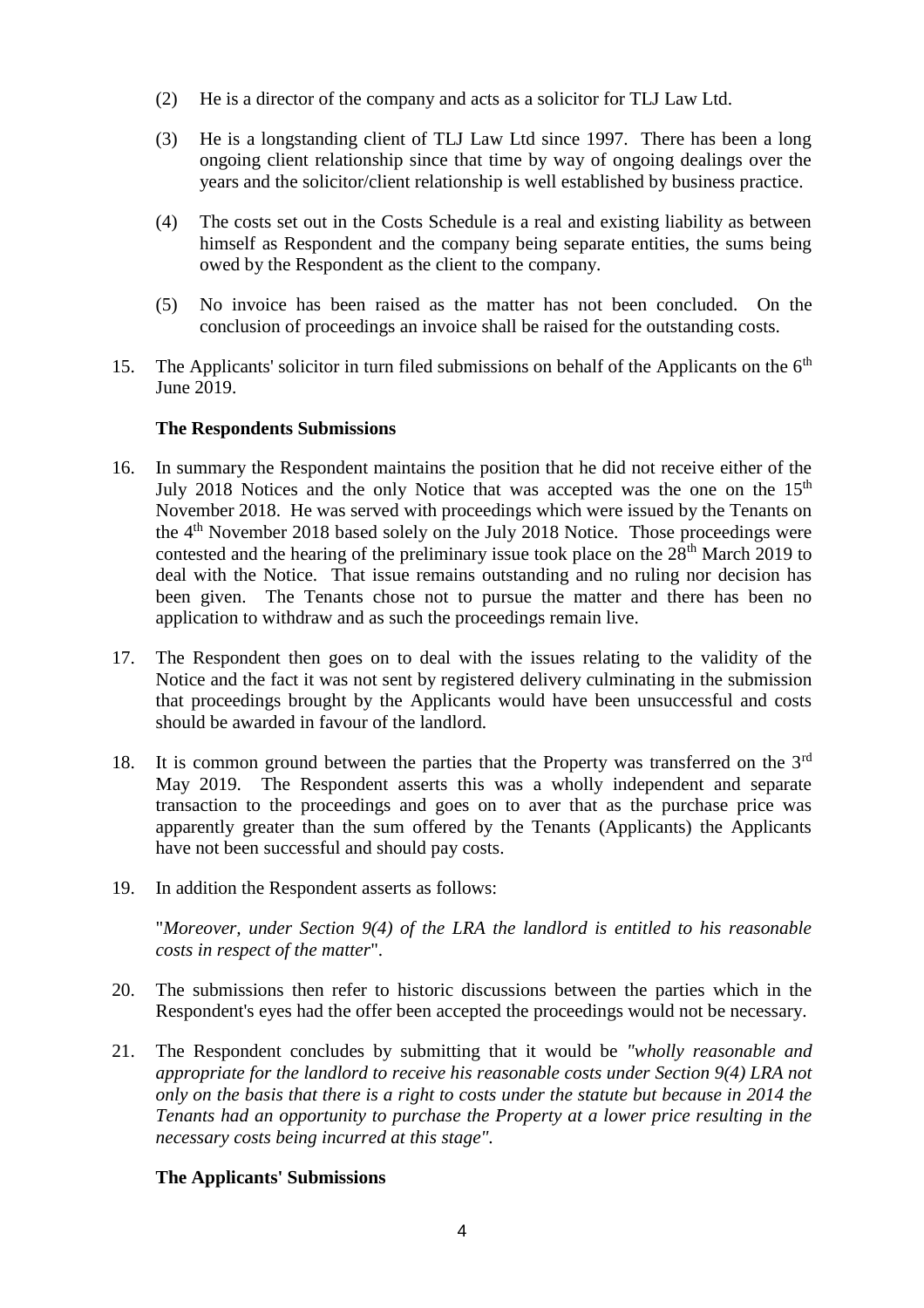(2) He is a director of the company and acts as a solicitor for TLJ Law Ltd.

(3) He is a longstanding client of TLJ Law Ltd since 1997. There has been a long ongoing client relationship since that time by way of ongoing dealings over the years and the solicitor/client relationship is well established by business practice.

(4) The costs set out in the Costs Schedule is a real and existing liability as between himself as Respondent and the company being separate entities, the sums being owed by the Respondent as the client to the company.

(5) No invoice has been raised as the matter has not been concluded. On the conclusion of proceedings an invoice shall be raised for the outstanding costs.

15. The Applicants' solicitor in turn filed submissions on behalf of the Applicants on the 6th June 2019.

**The Respondents Submissions**

16. In summary the Respondent maintains the position that he did not receive either of the July 2018 Notices and the only Notice that was accepted was the one on the 15th November 2018. He was served with proceedings which were issued by the Tenants on the 4th November 2018 based solely on the July 2018 Notice. Those proceedings were contested and the hearing of the preliminary issue took place on the 28th March 2019 to deal with the Notice. That issue remains outstanding and no ruling nor decision has been given. The Tenants chose not to pursue the matter and there has been no application to withdraw and as such the proceedings remain live.

17. The Respondent then goes on to deal with the issues relating to the validity of the Notice and the fact it was not sent by registered delivery culminating in the submission that proceedings brought by the Applicants would have been unsuccessful and costs should be awarded in favour of the landlord.

18. It is common ground between the parties that the Property was transferred on the 3rd May 2019. The Respondent asserts this was a wholly independent and separate transaction to the proceedings and goes on to aver that as the purchase price was apparently greater than the sum offered by the Tenants (Applicants) the Applicants have not been successful and should pay costs.

19. In addition the Respondent asserts as follows:

"*Moreover, under Section 9(4) of the LRA the landlord is entitled to his reasonable costs in respect of the matter*".

20. The submissions then refer to historic discussions between the parties which in the Respondent's eyes had the offer been accepted the proceedings would not be necessary.

21. The Respondent concludes by submitting that it would be *"wholly reasonable and appropriate for the landlord to receive his reasonable costs under Section 9(4) LRA not only on the basis that there is a right to costs under the statute but because in 2014 the Tenants had an opportunity to purchase the Property at a lower price resulting in the necessary costs being incurred at this stage"*.

**The Applicants' Submissions**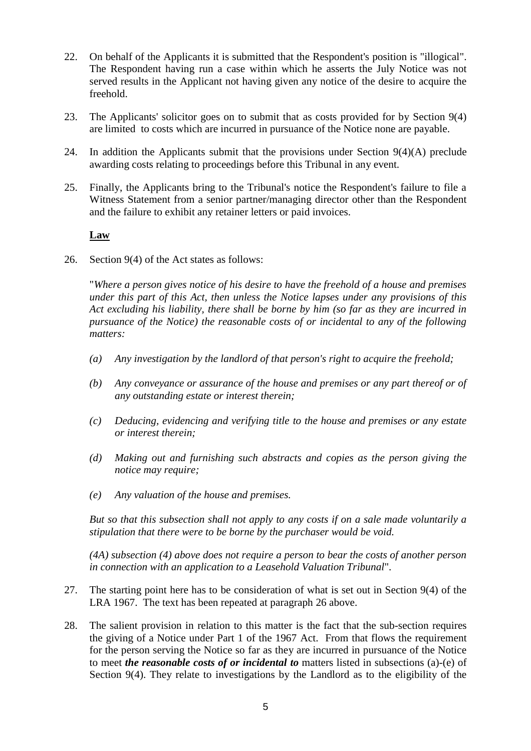22. On behalf of the Applicants it is submitted that the Respondent's position is "illogical". The Respondent having run a case within which he asserts the July Notice was not served results in the Applicant not having given any notice of the desire to acquire the freehold.

23. The Applicants' solicitor goes on to submit that as costs provided for by Section 9(4) are limited to costs which are incurred in pursuance of the Notice none are payable.

24. In addition the Applicants submit that the provisions under Section 9(4)(A) preclude awarding costs relating to proceedings before this Tribunal in any event.

25. Finally, the Applicants bring to the Tribunal's notice the Respondent's failure to file a Witness Statement from a senior partner/managing director other than the Respondent and the failure to exhibit any retainer letters or paid invoices.

**Law**

26. Section 9(4) of the Act states as follows:

"*Where a person gives notice of his desire to have the freehold of a house and premises under this part of this Act, then unless the Notice lapses under any provisions of this Act excluding his liability, there shall be borne by him (so far as they are incurred in pursuance of the Notice) the reasonable costs of or incidental to any of the following matters:*

- *(a) Any investigation by the landlord of that person's right to acquire the freehold;*
- *(b) Any conveyance or assurance of the house and premises or any part thereof or of any outstanding estate or interest therein;*
- *(c) Deducing, evidencing and verifying title to the house and premises or any estate or interest therein;*
- *(d) Making out and furnishing such abstracts and copies as the person giving the notice may require;*
- *(e) Any valuation of the house and premises.*

*But so that this subsection shall not apply to any costs if on a sale made voluntarily a stipulation that there were to be borne by the purchaser would be void.*

*(4A) subsection (4) above does not require a person to bear the costs of another person in connection with an application to a Leasehold Valuation Tribunal*".

27. The starting point here has to be consideration of what is set out in Section 9(4) of the LRA 1967. The text has been repeated at paragraph 26 above.

28. The salient provision in relation to this matter is the fact that the sub-section requires the giving of a Notice under Part 1 of the 1967 Act. From that flows the requirement for the person serving the Notice so far as they are incurred in pursuance of the Notice to meet ***the reasonable costs of or incidental to*** matters listed in subsections (a)-(e) of Section 9(4). They relate to investigations by the Landlord as to the eligibility of the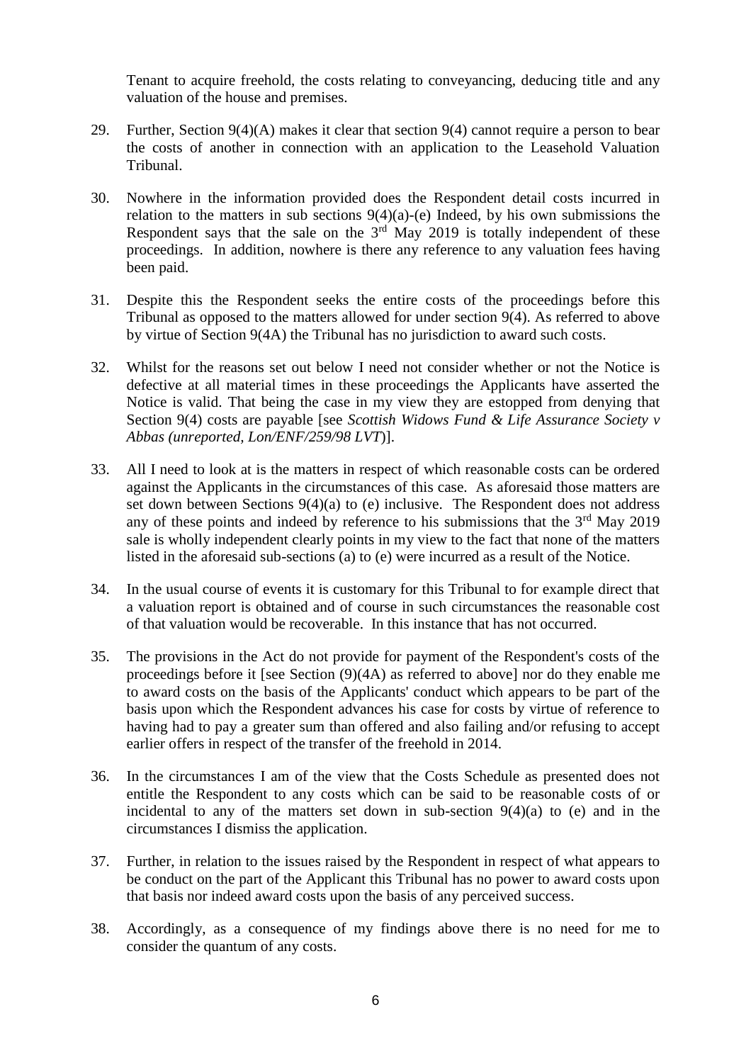Tenant to acquire freehold, the costs relating to conveyancing, deducing title and any valuation of the house and premises.

29. Further, Section 9(4)(A) makes it clear that section 9(4) cannot require a person to bear the costs of another in connection with an application to the Leasehold Valuation Tribunal.

30. Nowhere in the information provided does the Respondent detail costs incurred in relation to the matters in sub sections 9(4)(a)-(e) Indeed, by his own submissions the Respondent says that the sale on the 3rd May 2019 is totally independent of these proceedings. In addition, nowhere is there any reference to any valuation fees having been paid.

31. Despite this the Respondent seeks the entire costs of the proceedings before this Tribunal as opposed to the matters allowed for under section 9(4). As referred to above by virtue of Section 9(4A) the Tribunal has no jurisdiction to award such costs.

32. Whilst for the reasons set out below I need not consider whether or not the Notice is defective at all material times in these proceedings the Applicants have asserted the Notice is valid. That being the case in my view they are estopped from denying that Section 9(4) costs are payable [see *Scottish Widows Fund & Life Assurance Society v Abbas (unreported, Lon/ENF/259/98 LVT*)].

33. All I need to look at is the matters in respect of which reasonable costs can be ordered against the Applicants in the circumstances of this case. As aforesaid those matters are set down between Sections 9(4)(a) to (e) inclusive. The Respondent does not address any of these points and indeed by reference to his submissions that the 3rd May 2019 sale is wholly independent clearly points in my view to the fact that none of the matters listed in the aforesaid sub-sections (a) to (e) were incurred as a result of the Notice.

34. In the usual course of events it is customary for this Tribunal to for example direct that a valuation report is obtained and of course in such circumstances the reasonable cost of that valuation would be recoverable. In this instance that has not occurred.

35. The provisions in the Act do not provide for payment of the Respondent's costs of the proceedings before it [see Section (9)(4A) as referred to above] nor do they enable me to award costs on the basis of the Applicants' conduct which appears to be part of the basis upon which the Respondent advances his case for costs by virtue of reference to having had to pay a greater sum than offered and also failing and/or refusing to accept earlier offers in respect of the transfer of the freehold in 2014.

36. In the circumstances I am of the view that the Costs Schedule as presented does not entitle the Respondent to any costs which can be said to be reasonable costs of or incidental to any of the matters set down in sub-section 9(4)(a) to (e) and in the circumstances I dismiss the application.

37. Further, in relation to the issues raised by the Respondent in respect of what appears to be conduct on the part of the Applicant this Tribunal has no power to award costs upon that basis nor indeed award costs upon the basis of any perceived success.

38. Accordingly, as a consequence of my findings above there is no need for me to consider the quantum of any costs.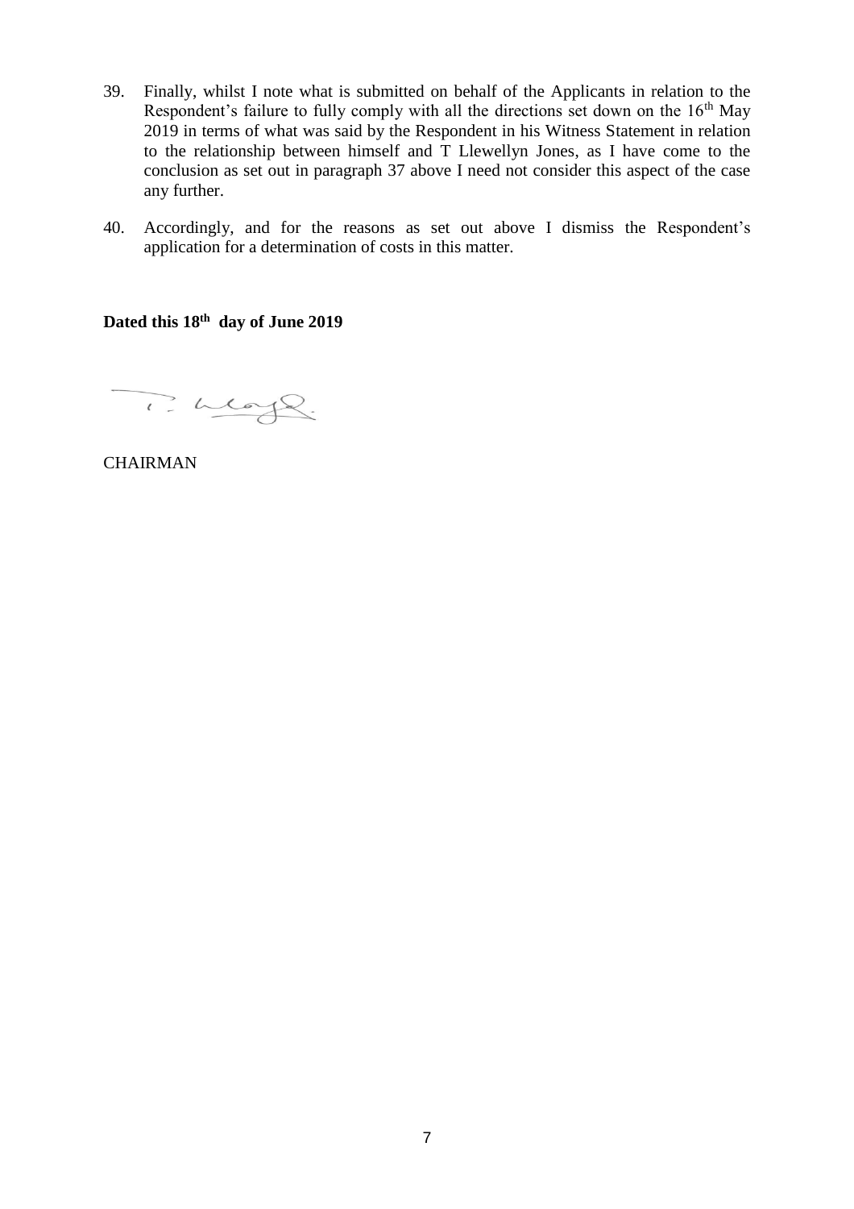39. Finally, whilst I note what is submitted on behalf of the Applicants in relation to the Respondent's failure to fully comply with all the directions set down on the 16th May 2019 in terms of what was said by the Respondent in his Witness Statement in relation to the relationship between himself and T Llewellyn Jones, as I have come to the conclusion as set out in paragraph 37 above I need not consider this aspect of the case any further.

40. Accordingly, and for the reasons as set out above I dismiss the Respondent's application for a determination of costs in this matter.

**Dated this 18th day of June 2019**

CHAIRMAN